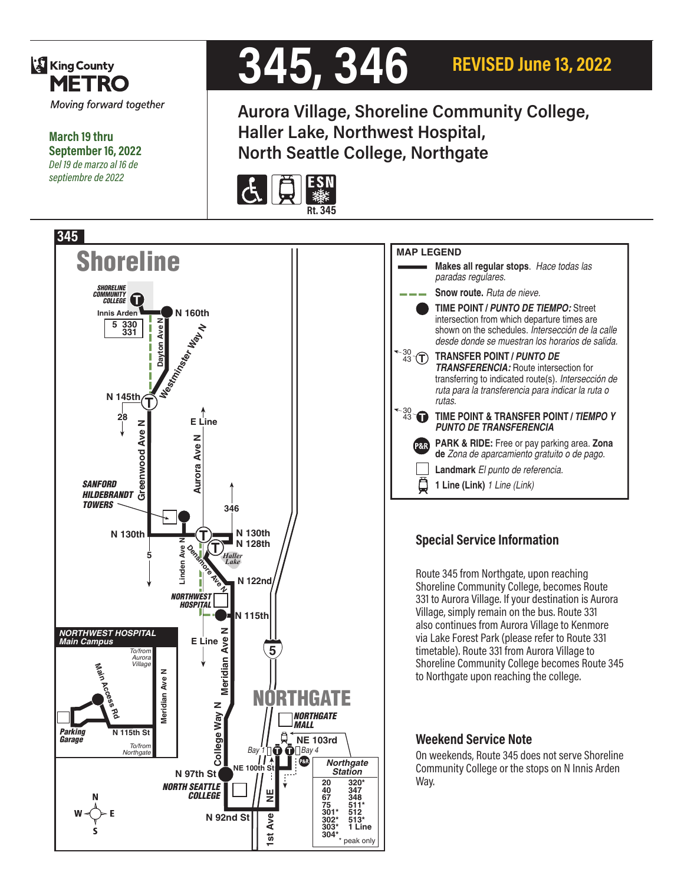King County METRO

*Moving forward together*

**March 19 thru September 16, 2022**

*Del 19 de marzo al 16 de septiembre de 2022*

# 345, 346

**REVISED June 13, 2022**

## Aurora Village, Shoreline Community College, Haller Lake, Northwest Hospital, North Seattle College, Northgate

Rt. 345

**345**

Shoreline

SHORELINE COMMUNITY COLLEGE

Innis Arden

5 330 331

N 160th

Dayton Ave N

Westminster Way N

N 145th

28

E Line

Greenwood Ave N

Aurora Ave N

SANFORD HILDEBRANDT TOWERS

346

N 130th

N 130th

N 128th

Linden Ave N

Densmore Ave N

Haller Lake

5

N 122nd

NORTHWEST HOSPITAL

N 115th

NORTHWEST HOSPITAL Main Campus

To/from Aurora Village

Main Access Rd

Meridian Ave N

Parking Garage

N 115th St

To/from Northgate

E Line

Meridian Ave N

5

NORTHGATE

NORTHGATE MALL

College Way N

NE 103rd

Bay 1

Bay 4

NE 100th St

N 97th St

NORTH SEATTLE COLLEGE

NE

1st Ave

N 92nd St

Northgate Station

20, 40, 67, 75, 301*, 302*, 303*, 304*, 320*, 347, 348, 511*, 512, 513*, 1 Line

\* peak only

**MAP LEGEND**

- **Makes all regular stops.** *Hace todas las paradas regulares.*
- **Snow route.** *Ruta de nieve.*
- **TIME POINT /** ***PUNTO DE TIEMPO:*** Street intersection from which departure times are shown on the schedules. *Intersección de la calle desde donde se muestran los horarios de salida.*
- **TRANSFER POINT /** ***PUNTO DE TRANSFERENCIA:*** Route intersection for transferring to indicated route(s). *Intersección de ruta para la transferencia para indicar la ruta o rutas.*
- **TIME POINT & TRANSFER POINT /** ***TIEMPO Y PUNTO DE TRANSFERENCIA***
- **PARK & RIDE:** Free or pay parking area. **Zona de** *Zona de aparcamiento gratuito o de pago.*
- **Landmark** *El punto de referencia.*
- **1 Line (Link)** *1 Line (Link)*

## Special Service Information

Route 345 from Northgate, upon reaching Shoreline Community College, becomes Route 331 to Aurora Village. If your destination is Aurora Village, simply remain on the bus. Route 331 also continues from Aurora Village to Kenmore via Lake Forest Park (please refer to Route 331 timetable). Route 331 from Aurora Village to Shoreline Community College becomes Route 345 to Northgate upon reaching the college.

## Weekend Service Note

On weekends, Route 345 does not serve Shoreline Community College or the stops on N Innis Arden Way.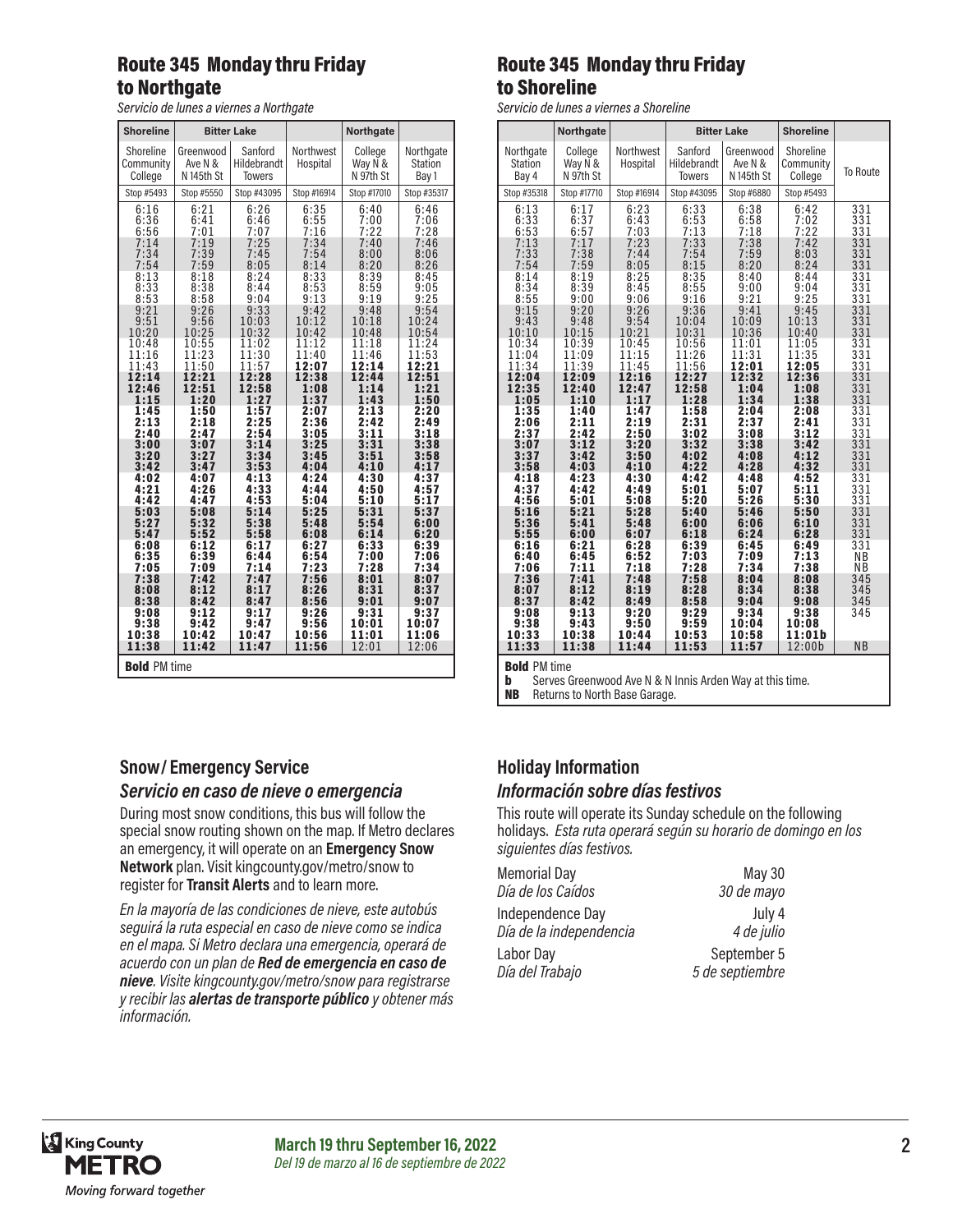## Route 345 Monday thru Friday to Northgate

*Servicio de lunes a viernes a Northgate*

| Shoreline | Bitter Lake | | | Northgate | |
|---|---|---|---|---|---|
| Shoreline Community College | Greenwood Ave N & N 145th St | Sanford Hildebrandt Towers | Northwest Hospital | College Way N & N 97th St | Northgate Station Bay 1 |
| Stop #5493 | Stop #5550 | Stop #43095 | Stop #16914 | Stop #17010 | Stop #35317 |
| 6:16 | 6:21 | 6:26 | 6:35 | 6:40 | 6:46 |
| 6:36 | 6:41 | 6:46 | 6:55 | 7:00 | 7:06 |
| 6:56 | 7:01 | 7:07 | 7:16 | 7:22 | 7:28 |
| 7:14 | 7:19 | 7:25 | 7:34 | 7:40 | 7:46 |
| 7:34 | 7:39 | 7:45 | 7:54 | 8:00 | 8:06 |
| 7:54 | 7:59 | 8:05 | 8:14 | 8:20 | 8:26 |
| 8:13 | 8:18 | 8:24 | 8:33 | 8:39 | 8:45 |
| 8:33 | 8:38 | 8:44 | 8:53 | 8:59 | 9:05 |
| 8:53 | 8:58 | 9:04 | 9:13 | 9:19 | 9:25 |
| 9:21 | 9:26 | 9:33 | 9:42 | 9:48 | 9:54 |
| 9:51 | 9:56 | 10:03 | 10:12 | 10:18 | 10:24 |
| 10:20 | 10:25 | 10:32 | 10:42 | 10:48 | 10:54 |
| 10:48 | 10:55 | 11:02 | 11:12 | 11:18 | 11:24 |
| 11:16 | 11:23 | 11:30 | 11:40 | 11:46 | 11:53 |
| 11:43 | 11:50 | 11:57 | **12:07** | **12:14** | **12:21** |
| **12:14** | **12:21** | **12:28** | **12:38** | **12:44** | **12:51** |
| **12:46** | **12:51** | **12:58** | **1:08** | **1:14** | **1:21** |
| **1:15** | **1:20** | **1:27** | **1:37** | **1:43** | **1:50** |
| **1:45** | **1:50** | **1:57** | **2:07** | **2:13** | **2:20** |
| **2:13** | **2:18** | **2:25** | **2:36** | **2:42** | **2:49** |
| **2:40** | **2:47** | **2:54** | **3:05** | **3:11** | **3:18** |
| **3:00** | **3:07** | **3:14** | **3:25** | **3:31** | **3:38** |
| **3:20** | **3:27** | **3:34** | **3:45** | **3:51** | **3:58** |
| **3:42** | **3:47** | **3:53** | **4:04** | **4:10** | **4:17** |
| **4:02** | **4:07** | **4:13** | **4:24** | **4:30** | **4:37** |
| **4:21** | **4:26** | **4:33** | **4:44** | **4:50** | **4:57** |
| **4:42** | **4:47** | **4:53** | **5:04** | **5:10** | **5:17** |
| **5:03** | **5:08** | **5:14** | **5:25** | **5:31** | **5:37** |
| **5:27** | **5:32** | **5:38** | **5:48** | **5:54** | **6:00** |
| **5:47** | **5:52** | **5:58** | **6:08** | **6:14** | **6:20** |
| **6:08** | **6:12** | **6:17** | **6:27** | **6:33** | **6:39** |
| **6:35** | **6:39** | **6:44** | **6:54** | **7:00** | **7:06** |
| **7:05** | **7:09** | **7:14** | **7:23** | **7:28** | **7:34** |
| **7:38** | **7:42** | **7:47** | **7:56** | **8:01** | **8:07** |
| **8:08** | **8:12** | **8:17** | **8:26** | **8:31** | **8:37** |
| **8:38** | **8:42** | **8:47** | **8:56** | **9:01** | **9:07** |
| **9:08** | **9:12** | **9:17** | **9:26** | **9:31** | **9:37** |
| **9:38** | **9:42** | **9:47** | **9:56** | **10:01** | **10:07** |
| **10:38** | **10:42** | **10:47** | **10:56** | **11:01** | **11:06** |
| **11:38** | **11:42** | **11:47** | **11:56** | 12:01 | 12:06 |

**Bold** PM time

## Route 345 Monday thru Friday to Shoreline

*Servicio de lunes a viernes a Shoreline*

| | Northgate | | Bitter Lake | | Shoreline | |
|---|---|---|---|---|---|---|
| Northgate Station Bay 4 | College Way N & N 97th St | Northwest Hospital | Sanford Hildebrandt Towers | Greenwood Ave N & N 145th St | Shoreline Community College | To Route |
| Stop #35318 | Stop #17710 | Stop #16914 | Stop #43095 | Stop #6880 | Stop #5493 | |
| 6:13 | 6:17 | 6:23 | 6:33 | 6:38 | 6:42 | 331 |
| 6:33 | 6:37 | 6:43 | 6:53 | 6:58 | 7:02 | 331 |
| 6:53 | 6:57 | 7:03 | 7:13 | 7:18 | 7:22 | 331 |
| 7:13 | 7:17 | 7:23 | 7:33 | 7:38 | 7:42 | 331 |
| 7:33 | 7:38 | 7:44 | 7:54 | 7:59 | 8:03 | 331 |
| 7:54 | 7:59 | 8:05 | 8:15 | 8:20 | 8:24 | 331 |
| 8:14 | 8:19 | 8:25 | 8:35 | 8:40 | 8:44 | 331 |
| 8:34 | 8:39 | 8:45 | 8:55 | 9:00 | 9:04 | 331 |
| 8:55 | 9:00 | 9:06 | 9:16 | 9:21 | 9:25 | 331 |
| 9:15 | 9:20 | 9:26 | 9:36 | 9:41 | 9:45 | 331 |
| 9:43 | 9:48 | 9:54 | 10:04 | 10:09 | 10:13 | 331 |
| 10:10 | 10:15 | 10:21 | 10:31 | 10:36 | 10:40 | 331 |
| 10:34 | 10:39 | 10:45 | 10:56 | 11:01 | 11:05 | 331 |
| 11:04 | 11:09 | 11:15 | 11:26 | 11:31 | 11:35 | 331 |
| 11:34 | 11:39 | 11:45 | 11:56 | **12:01** | **12:05** | 331 |
| **12:04** | **12:09** | **12:16** | **12:27** | **12:32** | **12:36** | 331 |
| **12:35** | **12:40** | **12:47** | **12:58** | **1:04** | **1:08** | 331 |
| **1:05** | **1:10** | **1:17** | **1:28** | **1:34** | **1:38** | 331 |
| **1:35** | **1:40** | **1:47** | **1:58** | **2:04** | **2:08** | 331 |
| **2:06** | **2:11** | **2:19** | **2:31** | **2:37** | **2:41** | 331 |
| **2:37** | **2:42** | **2:50** | **3:02** | **3:08** | **3:12** | 331 |
| **3:07** | **3:12** | **3:20** | **3:32** | **3:38** | **3:42** | 331 |
| **3:37** | **3:42** | **3:50** | **4:02** | **4:08** | **4:12** | 331 |
| **3:58** | **4:03** | **4:10** | **4:22** | **4:28** | **4:32** | 331 |
| **4:18** | **4:23** | **4:30** | **4:42** | **4:48** | **4:52** | 331 |
| **4:37** | **4:42** | **4:49** | **5:01** | **5:07** | **5:11** | 331 |
| **4:56** | **5:01** | **5:08** | **5:20** | **5:26** | **5:30** | 331 |
| **5:16** | **5:21** | **5:28** | **5:40** | **5:46** | **5:50** | 331 |
| **5:36** | **5:41** | **5:48** | **6:00** | **6:06** | **6:10** | 331 |
| **5:55** | **6:00** | **6:07** | **6:18** | **6:24** | **6:28** | 331 |
| **6:16** | **6:21** | **6:28** | **6:39** | **6:45** | **6:49** | 331 |
| **6:40** | **6:45** | **6:52** | **7:03** | **7:09** | **7:13** | NB |
| **7:06** | **7:11** | **7:18** | **7:28** | **7:34** | **7:38** | NB |
| **7:36** | **7:41** | **7:48** | **7:58** | **8:04** | **8:08** | 345 |
| **8:07** | **8:12** | **8:19** | **8:28** | **8:34** | **8:38** | 345 |
| **8:37** | **8:42** | **8:49** | **8:58** | **9:04** | **9:08** | 345 |
| **9:08** | **9:13** | **9:20** | **9:29** | **9:34** | **9:38** | 345 |
| **9:38** | **9:43** | **9:50** | **9:59** | **10:04** | **10:08** | |
| **10:33** | **10:38** | **10:44** | **10:53** | **10:58** | **11:01b** | |
| **11:33** | **11:38** | **11:44** | **11:53** | **11:57** | 12:00b | NB |

**Bold** PM time
**b** Serves Greenwood Ave N & N Innis Arden Way at this time.
**NB** Returns to North Base Garage.

## Snow/ Emergency Service

### *Servicio en caso de nieve o emergencia*

During most snow conditions, this bus will follow the special snow routing shown on the map. If Metro declares an emergency, it will operate on an **Emergency Snow Network** plan. Visit kingcounty.gov/metro/snow to register for **Transit Alerts** and to learn more.

*En la mayoría de las condiciones de nieve, este autobús seguirá la ruta especial en caso de nieve como se indica en el mapa. Si Metro declara una emergencia, operará de acuerdo con un plan de* ***Red de emergencia en caso de nieve****. Visite kingcounty.gov/metro/snow para registrarse y recibir las* ***alertas de transporte público*** *y obtener más información.*

## Holiday Information

### *Información sobre días festivos*

This route will operate its Sunday schedule on the following holidays. *Esta ruta operará según su horario de domingo en los siguientes días festivos.*

| | |
|---|---|
| Memorial Day<br>*Día de los Caídos* | May 30<br>*30 de mayo* |
| Independence Day<br>*Día de la independencia* | July 4<br>*4 de julio* |
| Labor Day<br>*Día del Trabajo* | September 5<br>*5 de septiembre* |

King County METRO
Moving forward together

**March 19 thru September 16, 2022**
*Del 19 de marzo al 16 de septiembre de 2022*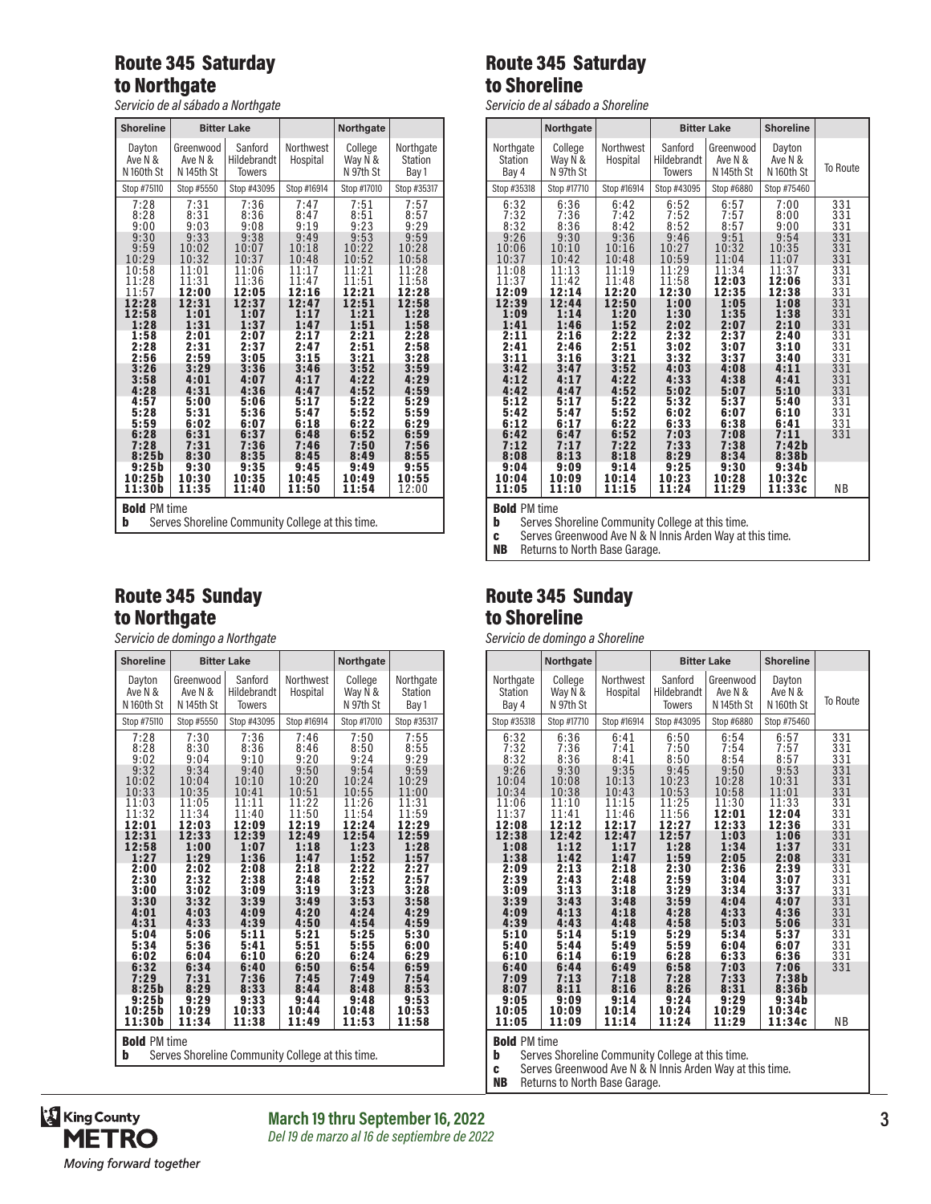## Route 345 Saturday to Northgate

*Servicio de al sábado a Northgate*

| Shoreline | Bitter Lake | | | Northgate | |
|---|---|---|---|---|---|
| Dayton Ave N & N 160th St | Greenwood Ave N & N 145th St | Sanford Hildebrandt Towers | Northwest Hospital | College Way N & N 97th St | Northgate Station Bay 1 |
| Stop #75110 | Stop #5550 | Stop #43095 | Stop #16914 | Stop #17010 | Stop #35317 |
| 7:28 | 7:31 | 7:36 | 7:47 | 7:51 | 7:57 |
| 8:28 | 8:31 | 8:36 | 8:47 | 8:51 | 8:57 |
| 9:00 | 9:03 | 9:08 | 9:19 | 9:23 | 9:29 |
| 9:30 | 9:33 | 9:38 | 9:49 | 9:53 | 9:59 |
| 9:59 | 10:02 | 10:07 | 10:18 | 10:22 | 10:28 |
| 10:29 | 10:32 | 10:37 | 10:48 | 10:52 | 10:58 |
| 10:58 | 11:01 | 11:06 | 11:17 | 11:21 | 11:28 |
| 11:28 | 11:31 | 11:36 | 11:47 | 11:51 | 11:58 |
| 11:57 | **12:00** | **12:05** | **12:16** | **12:21** | **12:28** |
| **12:28** | **12:31** | **12:37** | **12:47** | **12:51** | **12:58** |
| **12:58** | **1:01** | **1:07** | **1:17** | **1:21** | **1:28** |
| **1:28** | **1:31** | **1:37** | **1:47** | **1:51** | **1:58** |
| **1:58** | **2:01** | **2:07** | **2:17** | **2:21** | **2:28** |
| **2:28** | **2:31** | **2:37** | **2:47** | **2:51** | **2:58** |
| **2:56** | **2:59** | **3:05** | **3:15** | **3:21** | **3:28** |
| **3:26** | **3:29** | **3:36** | **3:46** | **3:52** | **3:59** |
| **3:58** | **4:01** | **4:07** | **4:17** | **4:22** | **4:29** |
| **4:28** | **4:31** | **4:36** | **4:47** | **4:52** | **4:59** |
| **4:57** | **5:00** | **5:06** | **5:17** | **5:22** | **5:29** |
| **5:28** | **5:31** | **5:36** | **5:47** | **5:52** | **5:59** |
| **5:59** | **6:02** | **6:07** | **6:18** | **6:22** | **6:29** |
| **6:28** | **6:31** | **6:37** | **6:48** | **6:52** | **6:59** |
| **7:28** | **7:31** | **7:36** | **7:46** | **7:50** | **7:56** |
| **8:25b** | **8:30** | **8:35** | **8:45** | **8:49** | **8:55** |
| **9:25b** | **9:30** | **9:35** | **9:45** | **9:49** | **9:55** |
| **10:25b** | **10:30** | **10:35** | **10:45** | **10:49** | **10:55** |
| **11:30b** | **11:35** | **11:40** | **11:50** | **11:54** | 12:00 |

**Bold** PM time
**b** Serves Shoreline Community College at this time.

## Route 345 Saturday to Shoreline

*Servicio de al sábado a Shoreline*

| | Northgate | | Bitter Lake | | Shoreline | |
|---|---|---|---|---|---|---|
| Northgate Station Bay 4 | College Way N & N 97th St | Northwest Hospital | Sanford Hildebrandt Towers | Greenwood Ave N & N 145th St | Dayton Ave N & N 160th St | To Route |
| Stop #35318 | Stop #17710 | Stop #16914 | Stop #43095 | Stop #6880 | Stop #75460 | |
| 6:32 | 6:36 | 6:42 | 6:52 | 6:57 | 7:00 | 331 |
| 7:32 | 7:36 | 7:42 | 7:52 | 7:57 | 8:00 | 331 |
| 8:32 | 8:36 | 8:42 | 8:52 | 8:57 | 9:00 | 331 |
| 9:26 | 9:30 | 9:36 | 9:46 | 9:51 | 9:54 | 331 |
| 10:06 | 10:10 | 10:16 | 10:27 | 10:32 | 10:35 | 331 |
| 10:37 | 10:42 | 10:48 | 10:59 | 11:04 | 11:07 | 331 |
| 11:08 | 11:13 | 11:19 | 11:29 | 11:34 | 11:37 | 331 |
| 11:37 | 11:42 | 11:48 | 11:58 | **12:03** | **12:06** | 331 |
| **12:09** | **12:14** | **12:20** | **12:30** | **12:35** | **12:38** | 331 |
| **12:39** | **12:44** | **12:50** | **1:00** | **1:05** | **1:08** | 331 |
| **1:09** | **1:14** | **1:20** | **1:30** | **1:35** | **1:38** | 331 |
| **1:41** | **1:46** | **1:52** | **2:02** | **2:07** | **2:10** | 331 |
| **2:11** | **2:16** | **2:22** | **2:32** | **2:37** | **2:40** | 331 |
| **2:41** | **2:46** | **2:51** | **3:02** | **3:07** | **3:10** | 331 |
| **3:11** | **3:16** | **3:21** | **3:32** | **3:37** | **3:40** | 331 |
| **3:42** | **3:47** | **3:52** | **4:03** | **4:08** | **4:11** | 331 |
| **4:12** | **4:17** | **4:22** | **4:33** | **4:38** | **4:41** | 331 |
| **4:42** | **4:47** | **4:52** | **5:02** | **5:07** | **5:10** | 331 |
| **5:12** | **5:17** | **5:22** | **5:32** | **5:37** | **5:40** | 331 |
| **5:42** | **5:47** | **5:52** | **6:02** | **6:07** | **6:10** | 331 |
| **6:12** | **6:17** | **6:22** | **6:33** | **6:38** | **6:41** | 331 |
| **6:42** | **6:47** | **6:52** | **7:03** | **7:08** | **7:11** | 331 |
| **7:12** | **7:17** | **7:22** | **7:33** | **7:38** | **7:42b** | |
| **8:08** | **8:13** | **8:18** | **8:29** | **8:34** | **8:38b** | |
| **9:04** | **9:09** | **9:14** | **9:25** | **9:30** | **9:34b** | |
| **10:04** | **10:09** | **10:14** | **10:23** | **10:28** | **10:32c** | |
| **11:05** | **11:10** | **11:15** | **11:24** | **11:29** | **11:33c** | NB |

**Bold** PM time
**b** Serves Shoreline Community College at this time.
**c** Serves Greenwood Ave N & N Innis Arden Way at this time.
**NB** Returns to North Base Garage.

## Route 345 Sunday to Northgate

*Servicio de domingo a Northgate*

| Shoreline | Bitter Lake | | | Northgate | |
|---|---|---|---|---|---|
| Dayton Ave N & N 160th St | Greenwood Ave N & N 145th St | Sanford Hildebrandt Towers | Northwest Hospital | College Way N & N 97th St | Northgate Station Bay 1 |
| Stop #75110 | Stop #5550 | Stop #43095 | Stop #16914 | Stop #17010 | Stop #35317 |
| 7:28 | 7:30 | 7:36 | 7:46 | 7:50 | 7:55 |
| 8:28 | 8:30 | 8:36 | 8:46 | 8:50 | 8:55 |
| 9:02 | 9:04 | 9:10 | 9:20 | 9:24 | 9:29 |
| 9:32 | 9:34 | 9:40 | 9:50 | 9:54 | 9:59 |
| 10:02 | 10:04 | 10:10 | 10:20 | 10:24 | 10:29 |
| 10:33 | 10:35 | 10:41 | 10:51 | 10:55 | 11:00 |
| 11:03 | 11:05 | 11:11 | 11:22 | 11:26 | 11:31 |
| 11:32 | 11:34 | 11:40 | 11:50 | 11:54 | 11:59 |
| **12:01** | **12:03** | **12:09** | **12:19** | **12:24** | **12:29** |
| **12:31** | **12:33** | **12:39** | **12:49** | **12:54** | **12:59** |
| **12:58** | **1:00** | **1:07** | **1:18** | **1:23** | **1:28** |
| **1:27** | **1:29** | **1:36** | **1:47** | **1:52** | **1:57** |
| **2:00** | **2:02** | **2:08** | **2:18** | **2:22** | **2:27** |
| **2:30** | **2:32** | **2:38** | **2:48** | **2:52** | **2:57** |
| **3:00** | **3:02** | **3:09** | **3:19** | **3:23** | **3:28** |
| **3:30** | **3:32** | **3:39** | **3:49** | **3:53** | **3:58** |
| **4:01** | **4:03** | **4:09** | **4:20** | **4:24** | **4:29** |
| **4:31** | **4:33** | **4:39** | **4:50** | **4:54** | **4:59** |
| **5:04** | **5:06** | **5:11** | **5:21** | **5:25** | **5:30** |
| **5:34** | **5:36** | **5:41** | **5:51** | **5:55** | **6:00** |
| **6:02** | **6:04** | **6:10** | **6:20** | **6:24** | **6:29** |
| **6:32** | **6:34** | **6:40** | **6:50** | **6:54** | **6:59** |
| **7:29** | **7:31** | **7:36** | **7:45** | **7:49** | **7:54** |
| **8:25b** | **8:29** | **8:33** | **8:44** | **8:48** | **8:53** |
| **9:25b** | **9:29** | **9:33** | **9:44** | **9:48** | **9:53** |
| **10:25b** | **10:29** | **10:33** | **10:44** | **10:48** | **10:53** |
| **11:30b** | **11:34** | **11:38** | **11:49** | **11:53** | **11:58** |

**Bold** PM time
**b** Serves Shoreline Community College at this time.

## Route 345 Sunday to Shoreline

*Servicio de domingo a Shoreline*

| | Northgate | | Bitter Lake | | Shoreline | |
|---|---|---|---|---|---|---|
| Northgate Station Bay 4 | College Way N & N 97th St | Northwest Hospital | Sanford Hildebrandt Towers | Greenwood Ave N & N 145th St | Dayton Ave N & N 160th St | To Route |
| Stop #35318 | Stop #17710 | Stop #16914 | Stop #43095 | Stop #6880 | Stop #75460 | |
| 6:32 | 6:36 | 6:41 | 6:50 | 6:54 | 6:57 | 331 |
| 7:32 | 7:36 | 7:41 | 7:50 | 7:54 | 7:57 | 331 |
| 8:32 | 8:36 | 8:41 | 8:50 | 8:54 | 8:57 | 331 |
| 9:26 | 9:30 | 9:35 | 9:45 | 9:50 | 9:53 | 331 |
| 10:04 | 10:08 | 10:13 | 10:23 | 10:28 | 10:31 | 331 |
| 10:34 | 10:38 | 10:43 | 10:53 | 10:58 | 11:01 | 331 |
| 11:06 | 11:10 | 11:15 | 11:25 | 11:30 | 11:33 | 331 |
| 11:37 | 11:41 | 11:46 | 11:56 | **12:01** | **12:04** | 331 |
| **12:08** | **12:12** | **12:17** | **12:27** | **12:33** | **12:36** | 331 |
| **12:38** | **12:42** | **12:47** | **12:57** | **1:03** | **1:06** | 331 |
| **1:08** | **1:12** | **1:17** | **1:28** | **1:34** | **1:37** | 331 |
| **1:38** | **1:42** | **1:47** | **1:59** | **2:05** | **2:08** | 331 |
| **2:09** | **2:13** | **2:18** | **2:30** | **2:36** | **2:39** | 331 |
| **2:39** | **2:43** | **2:48** | **2:59** | **3:04** | **3:07** | 331 |
| **3:09** | **3:13** | **3:18** | **3:29** | **3:34** | **3:37** | 331 |
| **3:39** | **3:43** | **3:48** | **3:59** | **4:04** | **4:07** | 331 |
| **4:09** | **4:13** | **4:18** | **4:28** | **4:33** | **4:36** | 331 |
| **4:39** | **4:43** | **4:48** | **4:58** | **5:03** | **5:06** | 331 |
| **5:10** | **5:14** | **5:19** | **5:29** | **5:34** | **5:37** | 331 |
| **5:40** | **5:44** | **5:49** | **5:59** | **6:04** | **6:07** | 331 |
| **6:10** | **6:14** | **6:19** | **6:28** | **6:33** | **6:36** | 331 |
| **6:40** | **6:44** | **6:49** | **6:58** | **7:03** | **7:06** | 331 |
| **7:09** | **7:13** | **7:18** | **7:28** | **7:33** | **7:38b** | |
| **8:07** | **8:11** | **8:16** | **8:26** | **8:31** | **8:36b** | |
| **9:05** | **9:09** | **9:14** | **9:24** | **9:29** | **9:34b** | |
| **10:05** | **10:09** | **10:14** | **10:24** | **10:29** | **10:34c** | |
| **11:05** | **11:09** | **11:14** | **11:24** | **11:29** | **11:34c** | NB |

**Bold** PM time
**b** Serves Shoreline Community College at this time.
**c** Serves Greenwood Ave N & N Innis Arden Way at this time.
**NB** Returns to North Base Garage.

King County METRO
*Moving forward together*

**March 19 thru September 16, 2022**
*Del 19 de marzo al 16 de septiembre de 2022*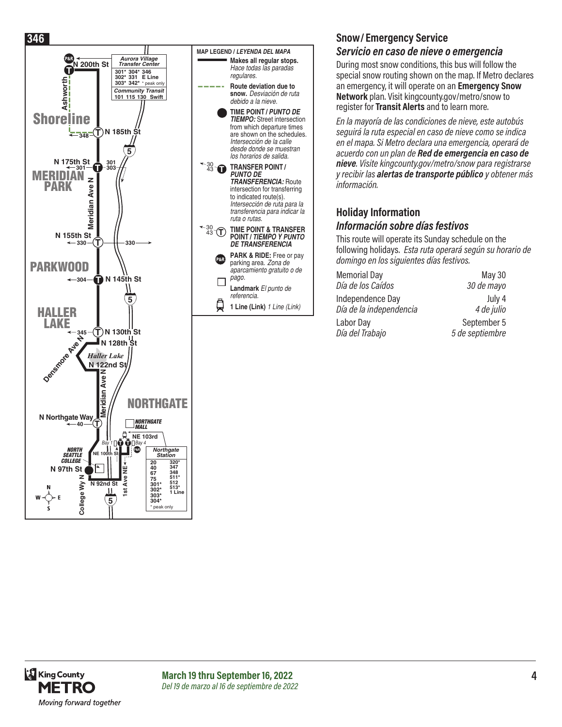# 346

**Aurora Village Transfer Center**
301* 304* 346
302* 331 E Line
303* 342* * peak only

**Community Transit**
101 115 130 Swift

N 200th St
Ashworth
Shoreline
348
N 185th St
5
N 175th St
301
301 303
MERIDIAN PARK
Meridian Ave N
N 155th St
330
330
PARKWOOD
304
N 145th St
5
HALLER LAKE
345
N 130th St
N 128th St
Densmore Ave N
Haller Lake
N 122nd St
Meridian Ave N
NORTHGATE
N Northgate Way
40
NORTHGATE MALL
NE 103rd
Bay 1
Bay 4
NORTH SEATTLE COLLEGE
NE 100th St
N 97th St
College Wy N
N 92nd St
1st Ave NE
5

**Northgate Station**
20 40 67 75 301* 302* 303* 304*
320* 347 348 511* 512 513* 1 Line
* peak only

**MAP LEGEND / *LEYENDA DEL MAPA***

- **Makes all regular stops.** *Hace todas las paradas regulares.*
- **Route deviation due to snow.** *Desviación de ruta debido a la nieve.*
- **TIME POINT / *PUNTO DE TIEMPO:*** Street intersection from which departure times are shown on the schedules. *Intersección de la calle desde donde se muestran los horarios de salida.*
- **TRANSFER POINT / *PUNTO DE TRANSFERENCIA:*** Route intersection for transferring to indicated route(s). *Intersección de ruta para la transferencia para indicar la ruta o rutas.*
- **TIME POINT & TRANSFER POINT / *TIEMPO Y PUNTO DE TRANSFERENCIA***
- **PARK & RIDE:** Free or pay parking area. *Zona de aparcamiento gratuito o de pago.*
- **Landmark** *El punto de referencia.*
- **1 Line (Link)** *1 Line (Link)*

## Snow/Emergency Service
## *Servicio en caso de nieve o emergencia*

During most snow conditions, this bus will follow the special snow routing shown on the map. If Metro declares an emergency, it will operate on an **Emergency Snow Network** plan. Visit kingcounty.gov/metro/snow to register for **Transit Alerts** and to learn more.

*En la mayoría de las condiciones de nieve, este autobús seguirá la ruta especial en caso de nieve como se indica en el mapa. Si Metro declara una emergencia, operará de acuerdo con un plan de **Red de emergencia en caso de nieve**. Visite kingcounty.gov/metro/snow para registrarse y recibir las **alertas de transporte público** y obtener más información.*

## Holiday Information
## *Información sobre días festivos*

This route will operate its Sunday schedule on the following holidays. *Esta ruta operará según su horario de domingo en los siguientes días festivos.*

| | |
|---|---|
| Memorial Day<br>*Día de los Caídos* | May 30<br>*30 de mayo* |
| Independence Day<br>*Día de la independencia* | July 4<br>*4 de julio* |
| Labor Day<br>*Día del Trabajo* | September 5<br>*5 de septiembre* |

King County METRO
*Moving forward together*

**March 19 thru September 16, 2022**
*Del 19 de marzo al 16 de septiembre de 2022*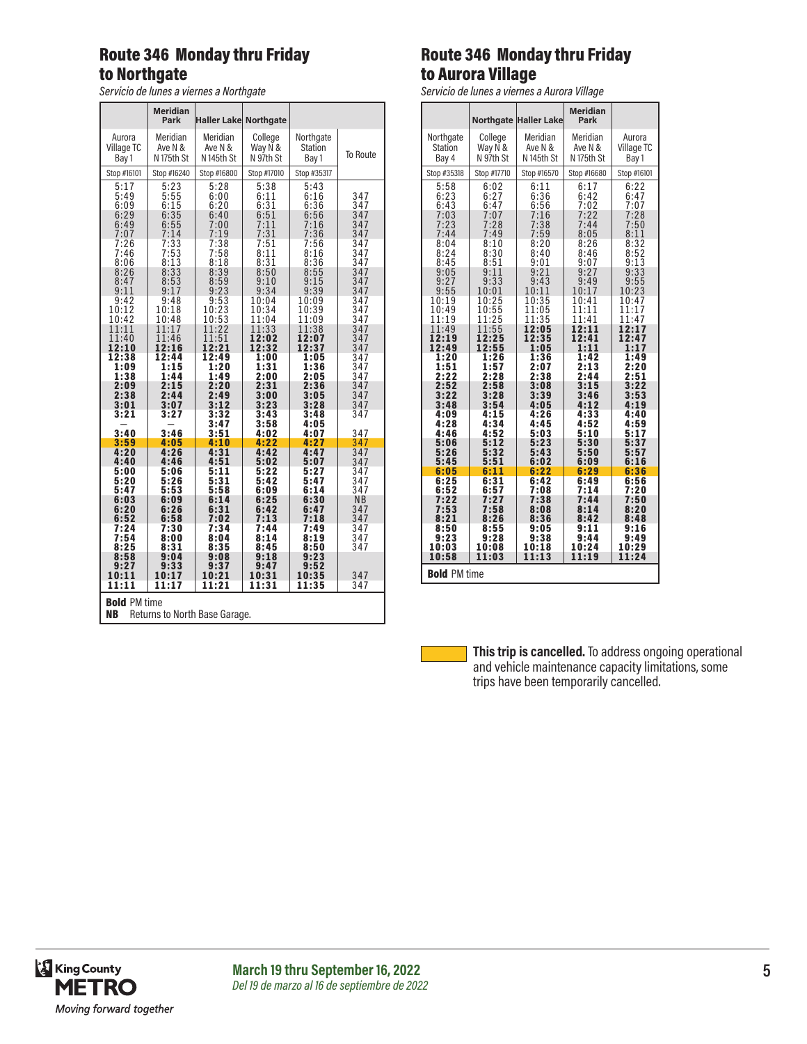## Route 346 Monday thru Friday to Northgate

*Servicio de lunes a viernes a Northgate*

| Aurora Village TC Bay 1 | Meridian Park: Meridian Ave N & N 175th St | Haller Lake: Meridian Ave N & N 145th St | Northgate: College Way N & N 97th St | Northgate Station Bay 1 | To Route |
|---|---|---|---|---|---|
| Stop #16101 | Stop #16240 | Stop #16800 | Stop #17010 | Stop #35317 | |
| 5:17 | 5:23 | 5:28 | 5:38 | 5:43 | |
| 5:49 | 5:55 | 6:00 | 6:11 | 6:16 | 347 |
| 6:09 | 6:15 | 6:20 | 6:31 | 6:36 | 347 |
| 6:29 | 6:35 | 6:40 | 6:51 | 6:56 | 347 |
| 6:49 | 6:55 | 7:00 | 7:11 | 7:16 | 347 |
| 7:07 | 7:14 | 7:19 | 7:31 | 7:36 | 347 |
| 7:26 | 7:33 | 7:38 | 7:51 | 7:56 | 347 |
| 7:46 | 7:53 | 7:58 | 8:11 | 8:16 | 347 |
| 8:06 | 8:13 | 8:18 | 8:31 | 8:36 | 347 |
| 8:26 | 8:33 | 8:39 | 8:50 | 8:55 | 347 |
| 8:47 | 8:53 | 8:59 | 9:10 | 9:15 | 347 |
| 9:11 | 9:17 | 9:23 | 9:34 | 9:39 | 347 |
| 9:42 | 9:48 | 9:53 | 10:04 | 10:09 | 347 |
| 10:12 | 10:18 | 10:23 | 10:34 | 10:39 | 347 |
| 10:42 | 10:48 | 10:53 | 11:04 | 11:09 | 347 |
| 11:11 | 11:17 | 11:22 | 11:33 | 11:38 | 347 |
| 11:40 | 11:46 | 11:51 | **12:02** | **12:07** | 347 |
| **12:10** | **12:16** | **12:21** | **12:32** | **12:37** | 347 |
| **12:38** | **12:44** | **12:49** | **1:00** | **1:05** | 347 |
| **1:09** | **1:15** | **1:20** | **1:31** | **1:36** | 347 |
| **1:38** | **1:44** | **1:49** | **2:00** | **2:05** | 347 |
| **2:09** | **2:15** | **2:20** | **2:31** | **2:36** | 347 |
| **2:38** | **2:44** | **2:49** | **3:00** | **3:05** | 347 |
| **3:01** | **3:07** | **3:12** | **3:23** | **3:28** | 347 |
| **3:21** | **3:27** | **3:32** | **3:43** | **3:48** | 347 |
| — | — | **3:47** | **3:58** | **4:05** | |
| **3:40** | **3:46** | **3:51** | **4:02** | **4:07** | 347 |
| **3:59** | **4:05** | **4:10** | **4:22** | **4:27** | 347 |
| **4:20** | **4:26** | **4:31** | **4:42** | **4:47** | 347 |
| **4:40** | **4:46** | **4:51** | **5:02** | **5:07** | 347 |
| **5:00** | **5:06** | **5:11** | **5:22** | **5:27** | 347 |
| **5:20** | **5:26** | **5:31** | **5:42** | **5:47** | 347 |
| **5:47** | **5:53** | **5:58** | **6:09** | **6:14** | 347 |
| **6:03** | **6:09** | **6:14** | **6:25** | **6:30** | NB |
| **6:20** | **6:26** | **6:31** | **6:42** | **6:47** | 347 |
| **6:52** | **6:58** | **7:02** | **7:13** | **7:18** | 347 |
| **7:24** | **7:30** | **7:34** | **7:44** | **7:49** | 347 |
| **7:54** | **8:00** | **8:04** | **8:14** | **8:19** | 347 |
| **8:25** | **8:31** | **8:35** | **8:45** | **8:50** | 347 |
| **8:58** | **9:04** | **9:08** | **9:18** | **9:23** | |
| **9:27** | **9:33** | **9:37** | **9:47** | **9:52** | |
| **10:11** | **10:17** | **10:21** | **10:31** | **10:35** | 347 |
| **11:11** | **11:17** | **11:21** | **11:31** | **11:35** | 347 |

**Bold** PM time

**NB** Returns to North Base Garage.

## Route 346 Monday thru Friday to Aurora Village

*Servicio de lunes a viernes a Aurora Village*

| Northgate Station Bay 4 | Northgate: College Way N & N 97th St | Haller Lake: Meridian Ave N & N 145th St | Meridian Park: Meridian Ave N & N 175th St | Aurora Village TC Bay 1 |
|---|---|---|---|---|
| Stop #35318 | Stop #17710 | Stop #16570 | Stop #16680 | Stop #16101 |
| 5:58 | 6:02 | 6:11 | 6:17 | 6:22 |
| 6:23 | 6:27 | 6:36 | 6:42 | 6:47 |
| 6:43 | 6:47 | 6:56 | 7:02 | 7:07 |
| 7:03 | 7:07 | 7:16 | 7:22 | 7:28 |
| 7:23 | 7:28 | 7:38 | 7:44 | 7:50 |
| 7:44 | 7:49 | 7:59 | 8:05 | 8:11 |
| 8:04 | 8:10 | 8:20 | 8:26 | 8:32 |
| 8:24 | 8:30 | 8:40 | 8:46 | 8:52 |
| 8:45 | 8:51 | 9:01 | 9:07 | 9:13 |
| 9:05 | 9:11 | 9:21 | 9:27 | 9:33 |
| 9:27 | 9:33 | 9:43 | 9:49 | 9:55 |
| 9:55 | 10:01 | 10:11 | 10:17 | 10:23 |
| 10:19 | 10:25 | 10:35 | 10:41 | 10:47 |
| 10:49 | 10:55 | 11:05 | 11:11 | 11:17 |
| 11:19 | 11:25 | 11:35 | 11:41 | 11:47 |
| 11:49 | 11:55 | **12:05** | **12:11** | **12:17** |
| **12:19** | **12:25** | **12:35** | **12:41** | **12:47** |
| **12:49** | **12:55** | **1:05** | **1:11** | **1:17** |
| **1:20** | **1:26** | **1:36** | **1:42** | **1:49** |
| **1:51** | **1:57** | **2:07** | **2:13** | **2:20** |
| **2:22** | **2:28** | **2:38** | **2:44** | **2:51** |
| **2:52** | **2:58** | **3:08** | **3:15** | **3:22** |
| **3:22** | **3:28** | **3:39** | **3:46** | **3:53** |
| **3:48** | **3:54** | **4:05** | **4:12** | **4:19** |
| **4:09** | **4:15** | **4:26** | **4:33** | **4:40** |
| **4:28** | **4:34** | **4:45** | **4:52** | **4:59** |
| **4:46** | **4:52** | **5:03** | **5:10** | **5:17** |
| **5:06** | **5:12** | **5:23** | **5:30** | **5:37** |
| **5:26** | **5:32** | **5:43** | **5:50** | **5:57** |
| **5:45** | **5:51** | **6:02** | **6:09** | **6:16** |
| **6:05** | **6:11** | **6:22** | **6:29** | **6:36** |
| **6:25** | **6:31** | **6:42** | **6:49** | **6:56** |
| **6:52** | **6:57** | **7:08** | **7:14** | **7:20** |
| **7:22** | **7:27** | **7:38** | **7:44** | **7:50** |
| **7:53** | **7:58** | **8:08** | **8:14** | **8:20** |
| **8:21** | **8:26** | **8:36** | **8:42** | **8:48** |
| **8:50** | **8:55** | **9:05** | **9:11** | **9:16** |
| **9:23** | **9:28** | **9:38** | **9:44** | **9:49** |
| **10:03** | **10:08** | **10:18** | **10:24** | **10:29** |
| **10:58** | **11:03** | **11:13** | **11:19** | **11:24** |

**Bold** PM time

**This trip is cancelled.** To address ongoing operational and vehicle maintenance capacity limitations, some trips have been temporarily cancelled. (Cancelled trips: 3:59 PM trip to Northgate; 6:05 PM trip to Aurora Village.)

King County METRO
*Moving forward together*

**March 19 thru September 16, 2022**
*Del 19 de marzo al 16 de septiembre de 2022*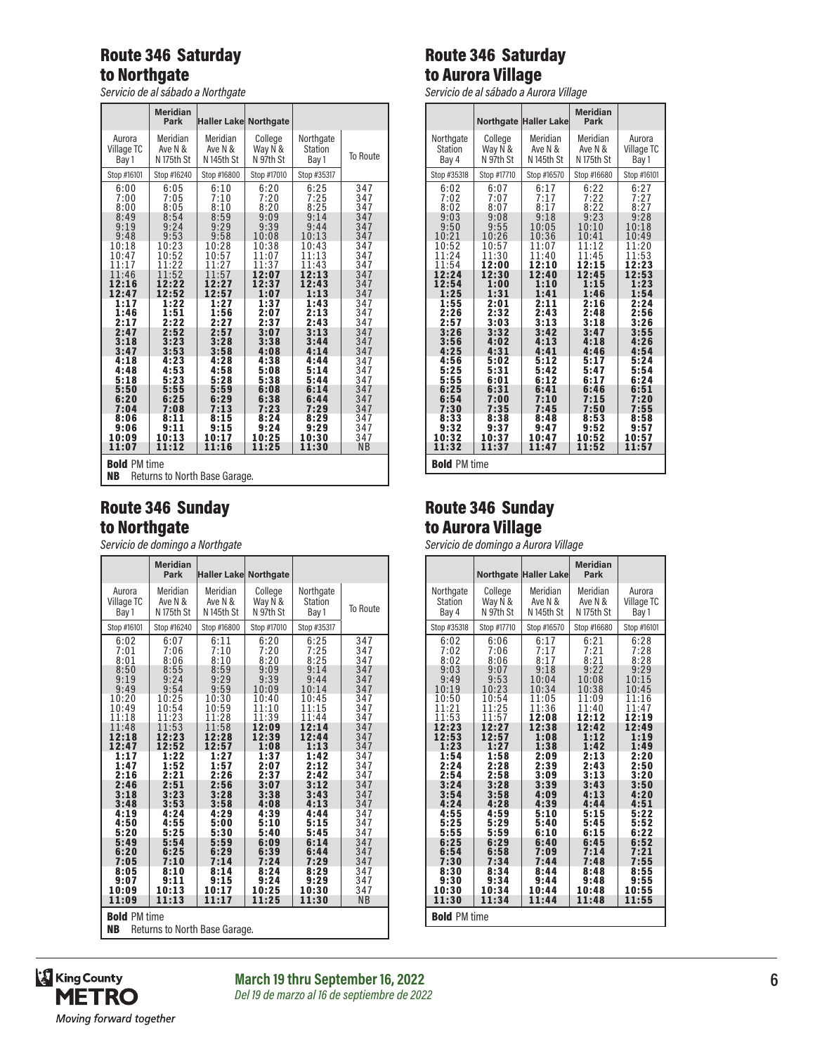## Route 346 Saturday to Northgate

*Servicio de al sábado a Northgate*

| | Meridian Park | Haller Lake | Northgate | | |
|---|---|---|---|---|---|
| Aurora Village TC Bay 1 | Meridian Ave N & N 175th St | Meridian Ave N & N 145th St | College Way N & N 97th St | Northgate Station Bay 1 | To Route |
| Stop #16101 | Stop #16240 | Stop #16800 | Stop #17010 | Stop #35317 | |
| 6:00 | 6:05 | 6:10 | 6:20 | 6:25 | 347 |
| 7:00 | 7:05 | 7:10 | 7:20 | 7:25 | 347 |
| 8:00 | 8:05 | 8:10 | 8:20 | 8:25 | 347 |
| 8:49 | 8:54 | 8:59 | 9:09 | 9:14 | 347 |
| 9:19 | 9:24 | 9:29 | 9:39 | 9:44 | 347 |
| 9:48 | 9:53 | 9:58 | 10:08 | 10:13 | 347 |
| 10:18 | 10:23 | 10:28 | 10:38 | 10:43 | 347 |
| 10:47 | 10:52 | 10:57 | 11:07 | 11:13 | 347 |
| 11:17 | 11:22 | 11:27 | 11:37 | 11:43 | 347 |
| 11:46 | 11:52 | 11:57 | **12:07** | **12:13** | 347 |
| **12:16** | **12:22** | **12:27** | **12:37** | **12:43** | 347 |
| **12:47** | **12:52** | **12:57** | **1:07** | **1:13** | 347 |
| **1:17** | **1:22** | **1:27** | **1:37** | **1:43** | 347 |
| **1:46** | **1:51** | **1:56** | **2:07** | **2:13** | 347 |
| **2:17** | **2:22** | **2:27** | **2:37** | **2:43** | 347 |
| **2:47** | **2:52** | **2:57** | **3:07** | **3:13** | 347 |
| **3:18** | **3:23** | **3:28** | **3:38** | **3:44** | 347 |
| **3:47** | **3:53** | **3:58** | **4:08** | **4:14** | 347 |
| **4:18** | **4:23** | **4:28** | **4:38** | **4:44** | 347 |
| **4:48** | **4:53** | **4:58** | **5:08** | **5:14** | 347 |
| **5:18** | **5:23** | **5:28** | **5:38** | **5:44** | 347 |
| **5:50** | **5:55** | **5:59** | **6:08** | **6:14** | 347 |
| **6:20** | **6:25** | **6:29** | **6:38** | **6:44** | 347 |
| **7:04** | **7:08** | **7:13** | **7:23** | **7:29** | 347 |
| **8:06** | **8:11** | **8:15** | **8:24** | **8:29** | 347 |
| **9:06** | **9:11** | **9:15** | **9:24** | **9:29** | 347 |
| **10:09** | **10:13** | **10:17** | **10:25** | **10:30** | 347 |
| **11:07** | **11:12** | **11:16** | **11:25** | **11:30** | NB |

**Bold** PM time
**NB** Returns to North Base Garage.

## Route 346 Saturday to Aurora Village

*Servicio de al sábado a Aurora Village*

| | Northgate | Haller Lake | Meridian Park | |
|---|---|---|---|---|
| Northgate Station Bay 4 | College Way N & N 97th St | Meridian Ave N & N 145th St | Meridian Ave N & N 175th St | Aurora Village TC Bay 1 |
| Stop #35318 | Stop #17710 | Stop #16570 | Stop #16680 | Stop #16101 |
| 6:02 | 6:07 | 6:17 | 6:22 | 6:27 |
| 7:02 | 7:07 | 7:17 | 7:22 | 7:27 |
| 8:02 | 8:07 | 8:17 | 8:22 | 8:27 |
| 9:03 | 9:08 | 9:18 | 9:23 | 9:28 |
| 9:50 | 9:55 | 10:05 | 10:10 | 10:18 |
| 10:21 | 10:26 | 10:36 | 10:41 | 10:49 |
| 10:52 | 10:57 | 11:07 | 11:12 | 11:20 |
| 11:24 | 11:30 | 11:40 | 11:45 | 11:53 |
| 11:54 | **12:00** | **12:10** | **12:15** | **12:23** |
| **12:24** | **12:30** | **12:40** | **12:45** | **12:53** |
| **12:54** | **1:00** | **1:10** | **1:15** | **1:23** |
| **1:25** | **1:31** | **1:41** | **1:46** | **1:54** |
| **1:55** | **2:01** | **2:11** | **2:16** | **2:24** |
| **2:26** | **2:32** | **2:43** | **2:48** | **2:56** |
| **2:57** | **3:03** | **3:13** | **3:18** | **3:26** |
| **3:26** | **3:32** | **3:42** | **3:47** | **3:55** |
| **3:56** | **4:02** | **4:13** | **4:18** | **4:26** |
| **4:25** | **4:31** | **4:41** | **4:46** | **4:54** |
| **4:56** | **5:02** | **5:12** | **5:17** | **5:24** |
| **5:25** | **5:31** | **5:42** | **5:47** | **5:54** |
| **5:55** | **6:01** | **6:12** | **6:17** | **6:24** |
| **6:25** | **6:31** | **6:41** | **6:46** | **6:51** |
| **6:54** | **7:00** | **7:10** | **7:15** | **7:20** |
| **7:30** | **7:35** | **7:45** | **7:50** | **7:55** |
| **8:33** | **8:38** | **8:48** | **8:53** | **8:58** |
| **9:32** | **9:37** | **9:47** | **9:52** | **9:57** |
| **10:32** | **10:37** | **10:47** | **10:52** | **10:57** |
| **11:32** | **11:37** | **11:47** | **11:52** | **11:57** |

**Bold** PM time

## Route 346 Sunday to Northgate

*Servicio de domingo a Northgate*

| | Meridian Park | Haller Lake | Northgate | | |
|---|---|---|---|---|---|
| Aurora Village TC Bay 1 | Meridian Ave N & N 175th St | Meridian Ave N & N 145th St | College Way N & N 97th St | Northgate Station Bay 1 | To Route |
| Stop #16101 | Stop #16240 | Stop #16800 | Stop #17010 | Stop #35317 | |
| 6:02 | 6:07 | 6:11 | 6:20 | 6:25 | 347 |
| 7:01 | 7:06 | 7:10 | 7:20 | 7:25 | 347 |
| 8:01 | 8:06 | 8:10 | 8:20 | 8:25 | 347 |
| 8:50 | 8:55 | 8:59 | 9:09 | 9:14 | 347 |
| 9:19 | 9:24 | 9:29 | 9:39 | 9:44 | 347 |
| 9:49 | 9:54 | 9:59 | 10:09 | 10:14 | 347 |
| 10:20 | 10:25 | 10:30 | 10:40 | 10:45 | 347 |
| 10:49 | 10:54 | 10:59 | 11:10 | 11:15 | 347 |
| 11:18 | 11:23 | 11:28 | 11:39 | 11:44 | 347 |
| 11:48 | 11:53 | 11:58 | **12:09** | **12:14** | 347 |
| **12:18** | **12:23** | **12:28** | **12:39** | **12:44** | 347 |
| **12:47** | **12:52** | **12:57** | **1:08** | **1:13** | 347 |
| **1:17** | **1:22** | **1:27** | **1:37** | **1:42** | 347 |
| **1:47** | **1:52** | **1:57** | **2:07** | **2:12** | 347 |
| **2:16** | **2:21** | **2:26** | **2:37** | **2:42** | 347 |
| **2:46** | **2:51** | **2:56** | **3:07** | **3:12** | 347 |
| **3:18** | **3:23** | **3:28** | **3:38** | **3:43** | 347 |
| **3:48** | **3:53** | **3:58** | **4:08** | **4:13** | 347 |
| **4:19** | **4:24** | **4:29** | **4:39** | **4:44** | 347 |
| **4:50** | **4:55** | **5:00** | **5:10** | **5:15** | 347 |
| **5:20** | **5:25** | **5:30** | **5:40** | **5:45** | 347 |
| **5:49** | **5:54** | **5:59** | **6:09** | **6:14** | 347 |
| **6:20** | **6:25** | **6:29** | **6:39** | **6:44** | 347 |
| **7:05** | **7:10** | **7:14** | **7:24** | **7:29** | 347 |
| **8:05** | **8:10** | **8:14** | **8:24** | **8:29** | 347 |
| **9:07** | **9:11** | **9:15** | **9:24** | **9:29** | 347 |
| **10:09** | **10:13** | **10:17** | **10:25** | **10:30** | 347 |
| **11:09** | **11:13** | **11:17** | **11:25** | **11:30** | NB |

**Bold** PM time
**NB** Returns to North Base Garage.

## Route 346 Sunday to Aurora Village

*Servicio de domingo a Aurora Village*

| | Northgate | Haller Lake | Meridian Park | |
|---|---|---|---|---|
| Northgate Station Bay 4 | College Way N & N 97th St | Meridian Ave N & N 145th St | Meridian Ave N & N 175th St | Aurora Village TC Bay 1 |
| Stop #35318 | Stop #17710 | Stop #16570 | Stop #16680 | Stop #16101 |
| 6:02 | 6:06 | 6:17 | 6:21 | 6:28 |
| 7:02 | 7:06 | 7:17 | 7:21 | 7:28 |
| 8:02 | 8:06 | 8:17 | 8:21 | 8:28 |
| 9:03 | 9:07 | 9:18 | 9:22 | 9:29 |
| 9:49 | 9:53 | 10:04 | 10:08 | 10:15 |
| 10:19 | 10:23 | 10:34 | 10:38 | 10:45 |
| 10:50 | 10:54 | 11:05 | 11:09 | 11:16 |
| 11:21 | 11:25 | 11:36 | 11:40 | 11:47 |
| 11:53 | 11:57 | **12:08** | **12:12** | **12:19** |
| **12:23** | **12:27** | **12:38** | **12:42** | **12:49** |
| **12:53** | **12:57** | **1:08** | **1:12** | **1:19** |
| **1:23** | **1:27** | **1:38** | **1:42** | **1:49** |
| **1:54** | **1:58** | **2:09** | **2:13** | **2:20** |
| **2:24** | **2:28** | **2:39** | **2:43** | **2:50** |
| **2:54** | **2:58** | **3:09** | **3:13** | **3:20** |
| **3:24** | **3:28** | **3:39** | **3:43** | **3:50** |
| **3:54** | **3:58** | **4:09** | **4:13** | **4:20** |
| **4:24** | **4:28** | **4:39** | **4:44** | **4:51** |
| **4:55** | **4:59** | **5:10** | **5:15** | **5:22** |
| **5:25** | **5:29** | **5:40** | **5:45** | **5:52** |
| **5:55** | **5:59** | **6:10** | **6:15** | **6:22** |
| **6:25** | **6:29** | **6:40** | **6:45** | **6:52** |
| **6:54** | **6:58** | **7:09** | **7:14** | **7:21** |
| **7:30** | **7:34** | **7:44** | **7:48** | **7:55** |
| **8:30** | **8:34** | **8:44** | **8:48** | **8:55** |
| **9:30** | **9:34** | **9:44** | **9:48** | **9:55** |
| **10:30** | **10:34** | **10:44** | **10:48** | **10:55** |
| **11:30** | **11:34** | **11:44** | **11:48** | **11:55** |

**Bold** PM time

King County METRO
*Moving forward together*

**March 19 thru September 16, 2022**
*Del 19 de marzo al 16 de septiembre de 2022*